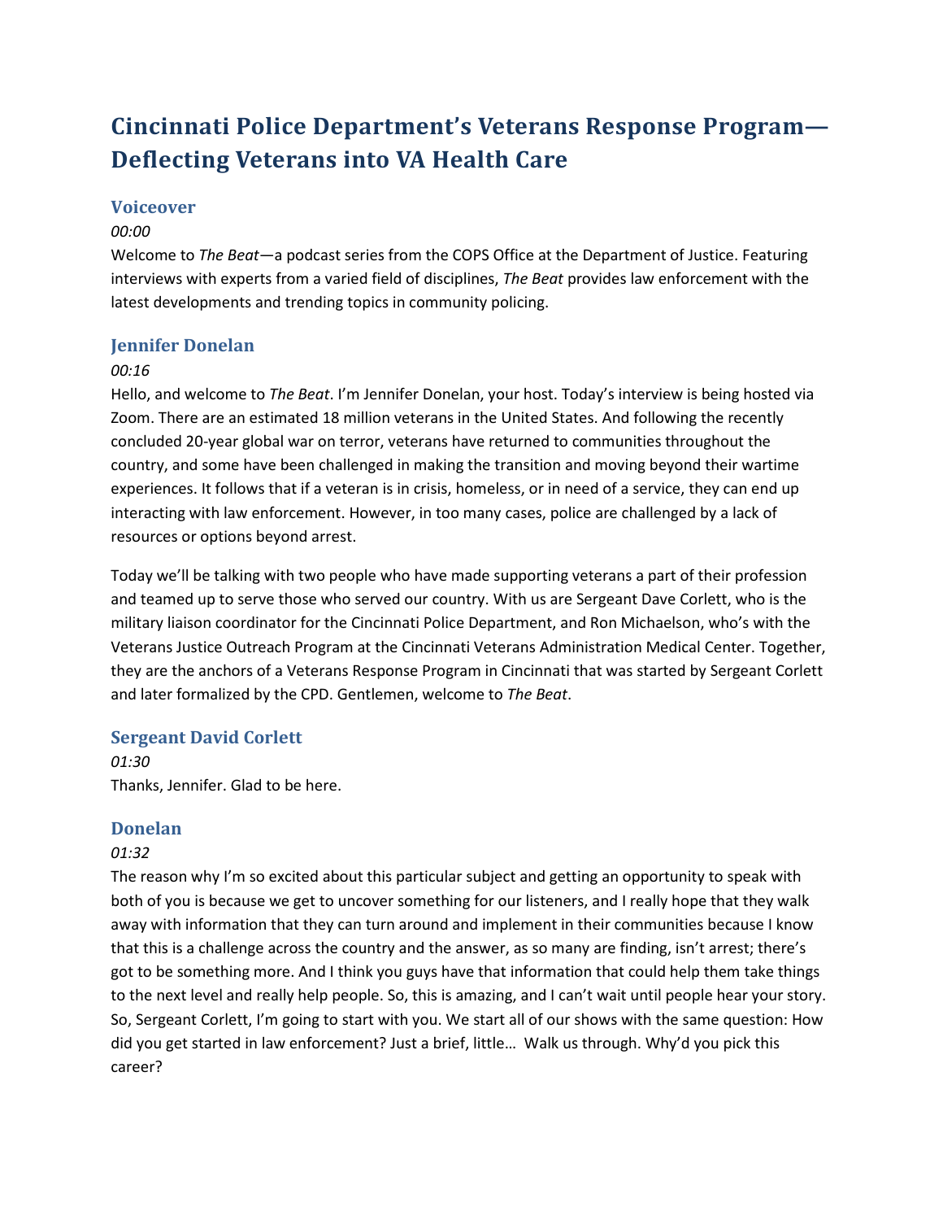# Cincinnati Police Department's Veterans Response Program—Deflecting Veterans into VA Health Care

## Voiceover

*00:00*

Welcome to *The Beat*—a podcast series from the COPS Office at the Department of Justice. Featuring interviews with experts from a varied field of disciplines, *The Beat* provides law enforcement with the latest developments and trending topics in community policing.

## Jennifer Donelan

*00:16*

Hello, and welcome to *The Beat*. I'm Jennifer Donelan, your host. Today's interview is being hosted via Zoom. There are an estimated 18 million veterans in the United States. And following the recently concluded 20-year global war on terror, veterans have returned to communities throughout the country, and some have been challenged in making the transition and moving beyond their wartime experiences. It follows that if a veteran is in crisis, homeless, or in need of a service, they can end up interacting with law enforcement. However, in too many cases, police are challenged by a lack of resources or options beyond arrest.

Today we'll be talking with two people who have made supporting veterans a part of their profession and teamed up to serve those who served our country. With us are Sergeant Dave Corlett, who is the military liaison coordinator for the Cincinnati Police Department, and Ron Michaelson, who's with the Veterans Justice Outreach Program at the Cincinnati Veterans Administration Medical Center. Together, they are the anchors of a Veterans Response Program in Cincinnati that was started by Sergeant Corlett and later formalized by the CPD. Gentlemen, welcome to *The Beat*.

## Sergeant David Corlett

*01:30*

Thanks, Jennifer. Glad to be here.

## Donelan

*01:32*

The reason why I'm so excited about this particular subject and getting an opportunity to speak with both of you is because we get to uncover something for our listeners, and I really hope that they walk away with information that they can turn around and implement in their communities because I know that this is a challenge across the country and the answer, as so many are finding, isn't arrest; there's got to be something more. And I think you guys have that information that could help them take things to the next level and really help people. So, this is amazing, and I can't wait until people hear your story. So, Sergeant Corlett, I'm going to start with you. We start all of our shows with the same question: How did you get started in law enforcement? Just a brief, little… Walk us through. Why'd you pick this career?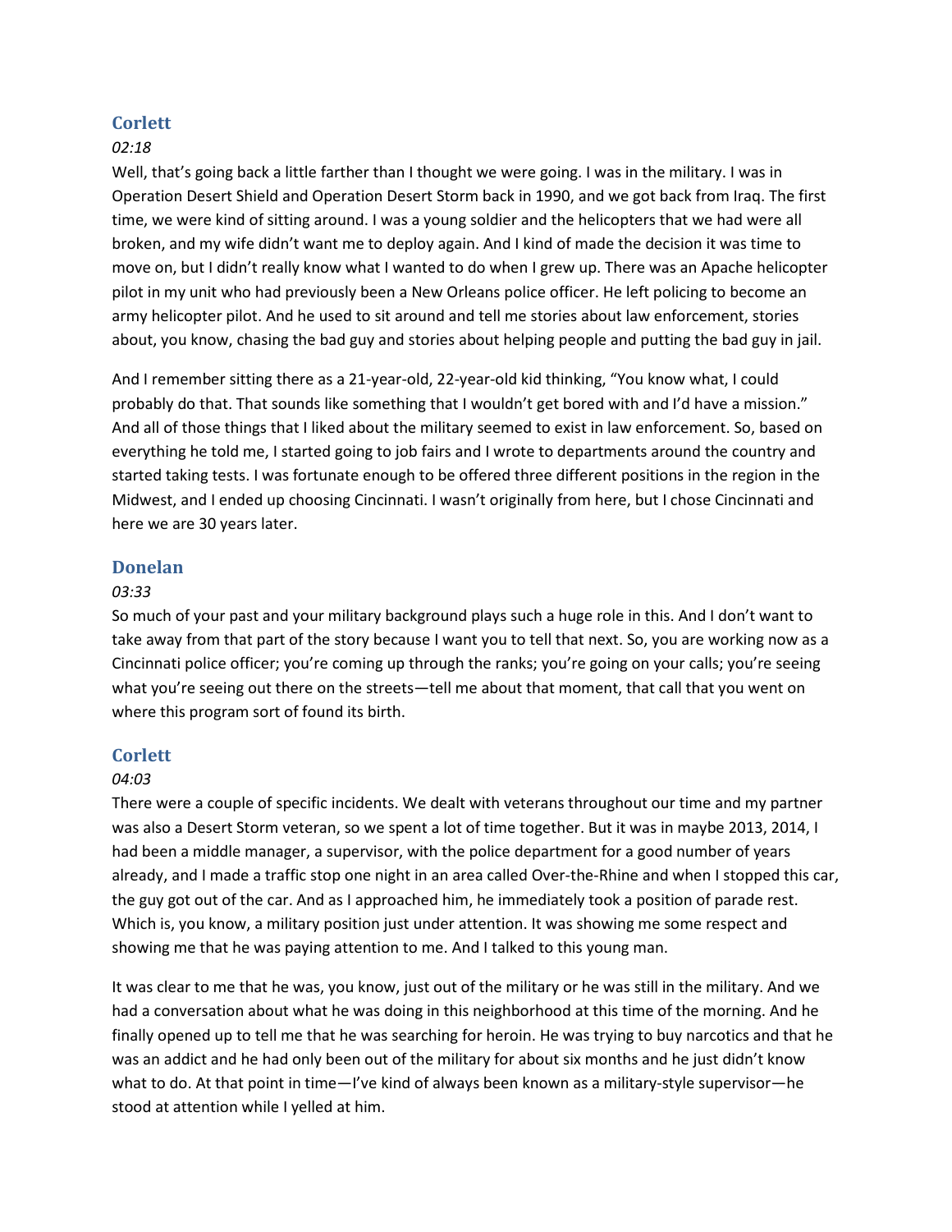### Corlett

*02:18*

Well, that's going back a little farther than I thought we were going. I was in the military. I was in Operation Desert Shield and Operation Desert Storm back in 1990, and we got back from Iraq. The first time, we were kind of sitting around. I was a young soldier and the helicopters that we had were all broken, and my wife didn't want me to deploy again. And I kind of made the decision it was time to move on, but I didn't really know what I wanted to do when I grew up. There was an Apache helicopter pilot in my unit who had previously been a New Orleans police officer. He left policing to become an army helicopter pilot. And he used to sit around and tell me stories about law enforcement, stories about, you know, chasing the bad guy and stories about helping people and putting the bad guy in jail.

And I remember sitting there as a 21-year-old, 22-year-old kid thinking, "You know what, I could probably do that. That sounds like something that I wouldn't get bored with and I'd have a mission." And all of those things that I liked about the military seemed to exist in law enforcement. So, based on everything he told me, I started going to job fairs and I wrote to departments around the country and started taking tests. I was fortunate enough to be offered three different positions in the region in the Midwest, and I ended up choosing Cincinnati. I wasn't originally from here, but I chose Cincinnati and here we are 30 years later.

### Donelan

*03:33*

So much of your past and your military background plays such a huge role in this. And I don't want to take away from that part of the story because I want you to tell that next. So, you are working now as a Cincinnati police officer; you're coming up through the ranks; you're going on your calls; you're seeing what you're seeing out there on the streets—tell me about that moment, that call that you went on where this program sort of found its birth.

### Corlett

*04:03*

There were a couple of specific incidents. We dealt with veterans throughout our time and my partner was also a Desert Storm veteran, so we spent a lot of time together. But it was in maybe 2013, 2014, I had been a middle manager, a supervisor, with the police department for a good number of years already, and I made a traffic stop one night in an area called Over-the-Rhine and when I stopped this car, the guy got out of the car. And as I approached him, he immediately took a position of parade rest. Which is, you know, a military position just under attention. It was showing me some respect and showing me that he was paying attention to me. And I talked to this young man.

It was clear to me that he was, you know, just out of the military or he was still in the military. And we had a conversation about what he was doing in this neighborhood at this time of the morning. And he finally opened up to tell me that he was searching for heroin. He was trying to buy narcotics and that he was an addict and he had only been out of the military for about six months and he just didn't know what to do. At that point in time—I've kind of always been known as a military-style supervisor—he stood at attention while I yelled at him.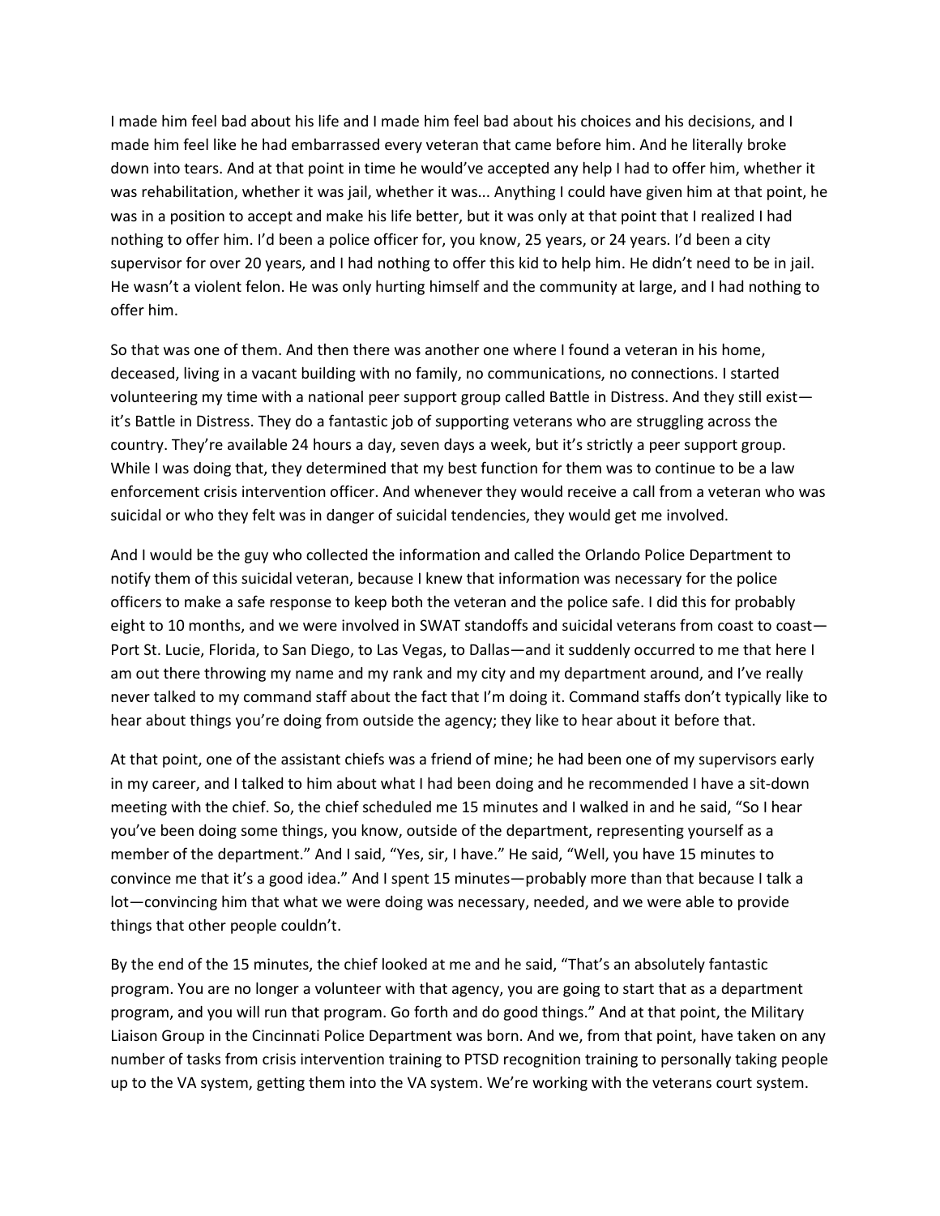I made him feel bad about his life and I made him feel bad about his choices and his decisions, and I made him feel like he had embarrassed every veteran that came before him. And he literally broke down into tears. And at that point in time he would've accepted any help I had to offer him, whether it was rehabilitation, whether it was jail, whether it was... Anything I could have given him at that point, he was in a position to accept and make his life better, but it was only at that point that I realized I had nothing to offer him. I'd been a police officer for, you know, 25 years, or 24 years. I'd been a city supervisor for over 20 years, and I had nothing to offer this kid to help him. He didn't need to be in jail. He wasn't a violent felon. He was only hurting himself and the community at large, and I had nothing to offer him.

So that was one of them. And then there was another one where I found a veteran in his home, deceased, living in a vacant building with no family, no communications, no connections. I started volunteering my time with a national peer support group called Battle in Distress. And they still exist—it's Battle in Distress. They do a fantastic job of supporting veterans who are struggling across the country. They're available 24 hours a day, seven days a week, but it's strictly a peer support group. While I was doing that, they determined that my best function for them was to continue to be a law enforcement crisis intervention officer. And whenever they would receive a call from a veteran who was suicidal or who they felt was in danger of suicidal tendencies, they would get me involved.

And I would be the guy who collected the information and called the Orlando Police Department to notify them of this suicidal veteran, because I knew that information was necessary for the police officers to make a safe response to keep both the veteran and the police safe. I did this for probably eight to 10 months, and we were involved in SWAT standoffs and suicidal veterans from coast to coast—Port St. Lucie, Florida, to San Diego, to Las Vegas, to Dallas—and it suddenly occurred to me that here I am out there throwing my name and my rank and my city and my department around, and I've really never talked to my command staff about the fact that I'm doing it. Command staffs don't typically like to hear about things you're doing from outside the agency; they like to hear about it before that.

At that point, one of the assistant chiefs was a friend of mine; he had been one of my supervisors early in my career, and I talked to him about what I had been doing and he recommended I have a sit-down meeting with the chief. So, the chief scheduled me 15 minutes and I walked in and he said, "So I hear you've been doing some things, you know, outside of the department, representing yourself as a member of the department." And I said, "Yes, sir, I have." He said, "Well, you have 15 minutes to convince me that it's a good idea." And I spent 15 minutes—probably more than that because I talk a lot—convincing him that what we were doing was necessary, needed, and we were able to provide things that other people couldn't.

By the end of the 15 minutes, the chief looked at me and he said, "That's an absolutely fantastic program. You are no longer a volunteer with that agency, you are going to start that as a department program, and you will run that program. Go forth and do good things." And at that point, the Military Liaison Group in the Cincinnati Police Department was born. And we, from that point, have taken on any number of tasks from crisis intervention training to PTSD recognition training to personally taking people up to the VA system, getting them into the VA system. We're working with the veterans court system.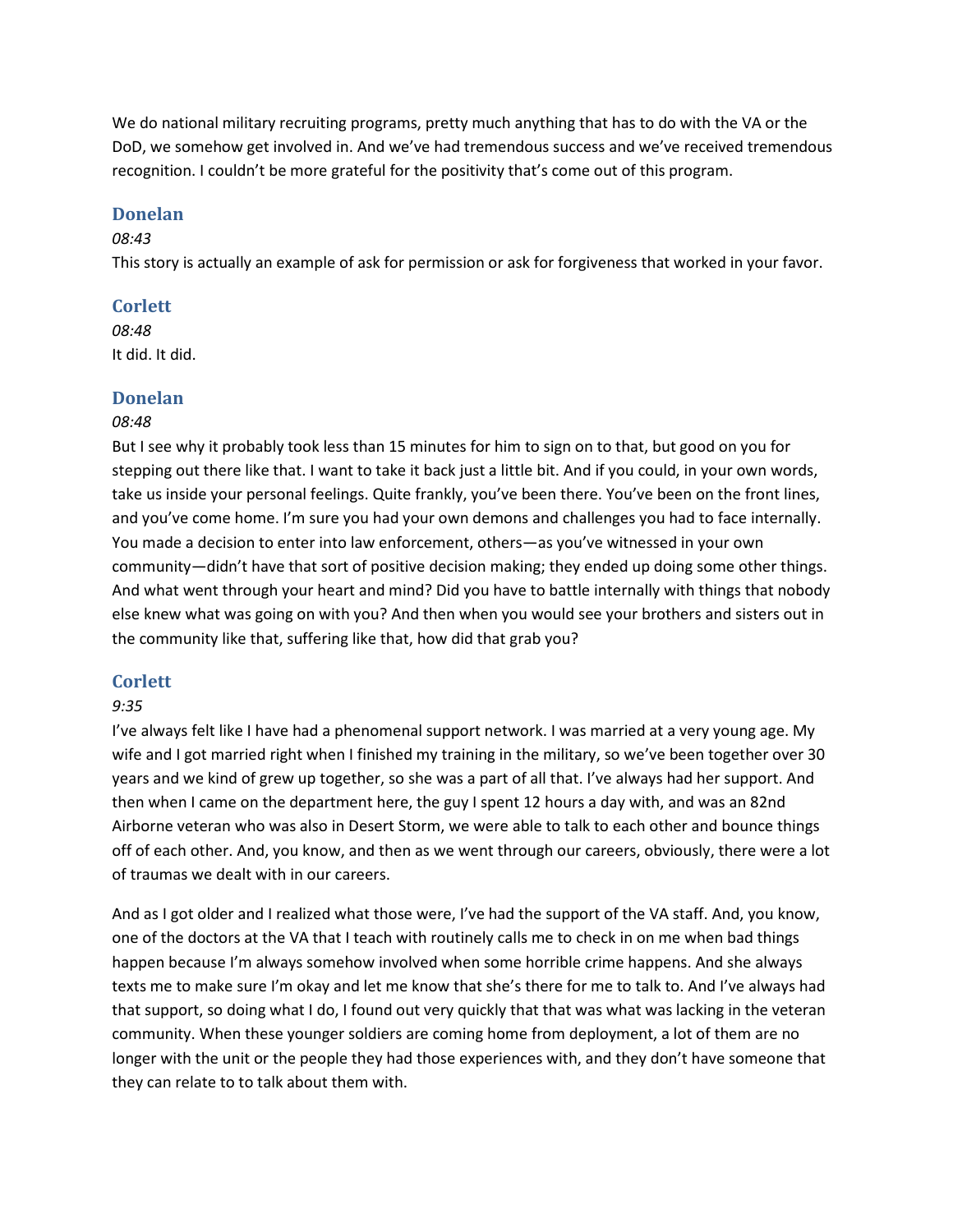We do national military recruiting programs, pretty much anything that has to do with the VA or the DoD, we somehow get involved in. And we've had tremendous success and we've received tremendous recognition. I couldn't be more grateful for the positivity that's come out of this program.

### Donelan

*08:43*

This story is actually an example of ask for permission or ask for forgiveness that worked in your favor.

### Corlett

*08:48*

It did. It did.

### Donelan

*08:48*

But I see why it probably took less than 15 minutes for him to sign on to that, but good on you for stepping out there like that. I want to take it back just a little bit. And if you could, in your own words, take us inside your personal feelings. Quite frankly, you've been there. You've been on the front lines, and you've come home. I'm sure you had your own demons and challenges you had to face internally. You made a decision to enter into law enforcement, others—as you've witnessed in your own community—didn't have that sort of positive decision making; they ended up doing some other things. And what went through your heart and mind? Did you have to battle internally with things that nobody else knew what was going on with you? And then when you would see your brothers and sisters out in the community like that, suffering like that, how did that grab you?

### Corlett

*9:35*

I've always felt like I have had a phenomenal support network. I was married at a very young age. My wife and I got married right when I finished my training in the military, so we've been together over 30 years and we kind of grew up together, so she was a part of all that. I've always had her support. And then when I came on the department here, the guy I spent 12 hours a day with, and was an 82nd Airborne veteran who was also in Desert Storm, we were able to talk to each other and bounce things off of each other. And, you know, and then as we went through our careers, obviously, there were a lot of traumas we dealt with in our careers.

And as I got older and I realized what those were, I've had the support of the VA staff. And, you know, one of the doctors at the VA that I teach with routinely calls me to check in on me when bad things happen because I'm always somehow involved when some horrible crime happens. And she always texts me to make sure I'm okay and let me know that she's there for me to talk to. And I've always had that support, so doing what I do, I found out very quickly that that was what was lacking in the veteran community. When these younger soldiers are coming home from deployment, a lot of them are no longer with the unit or the people they had those experiences with, and they don't have someone that they can relate to to talk about them with.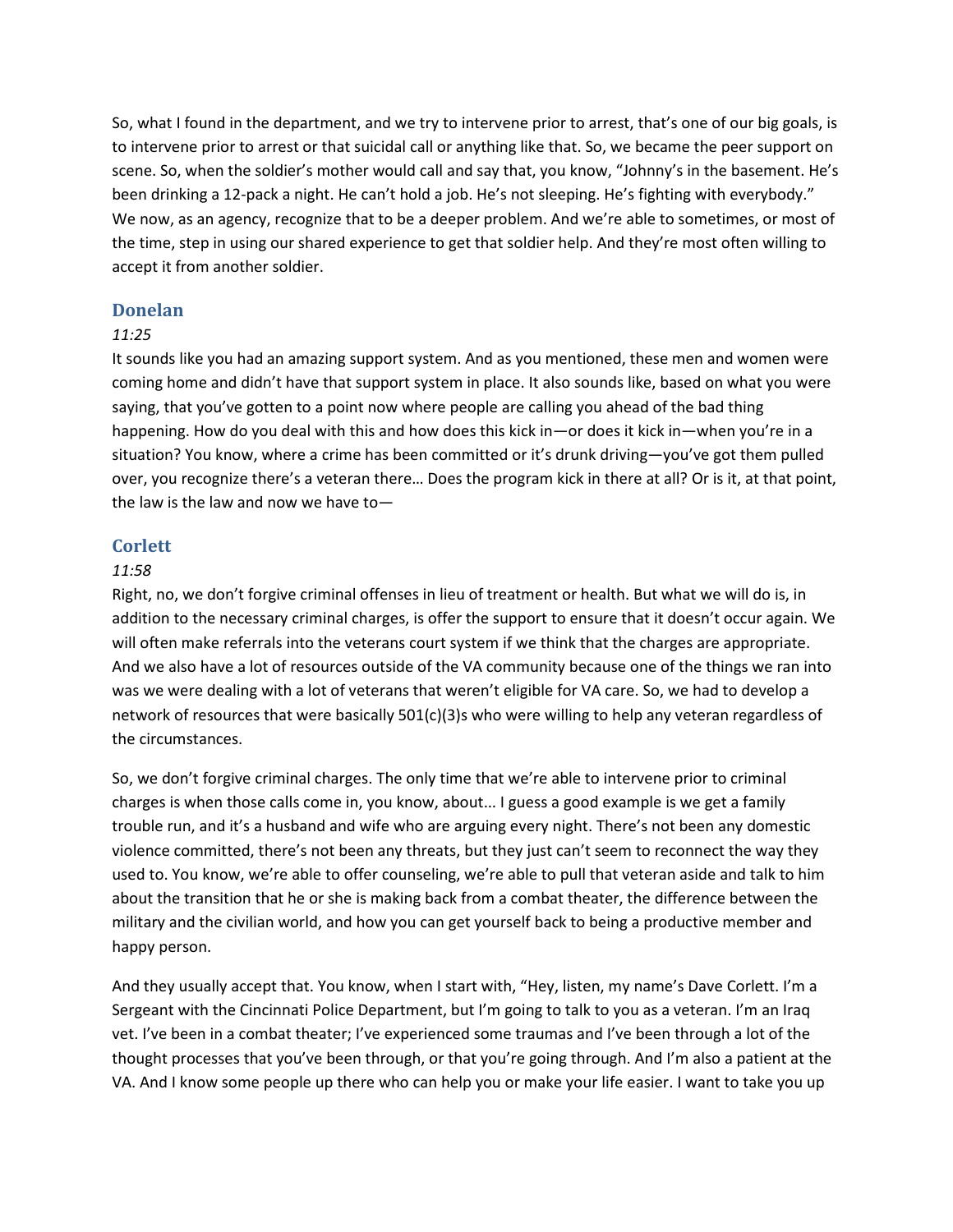So, what I found in the department, and we try to intervene prior to arrest, that's one of our big goals, is to intervene prior to arrest or that suicidal call or anything like that. So, we became the peer support on scene. So, when the soldier's mother would call and say that, you know, "Johnny's in the basement. He's been drinking a 12-pack a night. He can't hold a job. He's not sleeping. He's fighting with everybody." We now, as an agency, recognize that to be a deeper problem. And we're able to sometimes, or most of the time, step in using our shared experience to get that soldier help. And they're most often willing to accept it from another soldier.

### Donelan

*11:25*

It sounds like you had an amazing support system. And as you mentioned, these men and women were coming home and didn't have that support system in place. It also sounds like, based on what you were saying, that you've gotten to a point now where people are calling you ahead of the bad thing happening. How do you deal with this and how does this kick in—or does it kick in—when you're in a situation? You know, where a crime has been committed or it's drunk driving—you've got them pulled over, you recognize there's a veteran there… Does the program kick in there at all? Or is it, at that point, the law is the law and now we have to—

### Corlett

*11:58*

Right, no, we don't forgive criminal offenses in lieu of treatment or health. But what we will do is, in addition to the necessary criminal charges, is offer the support to ensure that it doesn't occur again. We will often make referrals into the veterans court system if we think that the charges are appropriate. And we also have a lot of resources outside of the VA community because one of the things we ran into was we were dealing with a lot of veterans that weren't eligible for VA care. So, we had to develop a network of resources that were basically 501(c)(3)s who were willing to help any veteran regardless of the circumstances.

So, we don't forgive criminal charges. The only time that we're able to intervene prior to criminal charges is when those calls come in, you know, about... I guess a good example is we get a family trouble run, and it's a husband and wife who are arguing every night. There's not been any domestic violence committed, there's not been any threats, but they just can't seem to reconnect the way they used to. You know, we're able to offer counseling, we're able to pull that veteran aside and talk to him about the transition that he or she is making back from a combat theater, the difference between the military and the civilian world, and how you can get yourself back to being a productive member and happy person.

And they usually accept that. You know, when I start with, "Hey, listen, my name's Dave Corlett. I'm a Sergeant with the Cincinnati Police Department, but I'm going to talk to you as a veteran. I'm an Iraq vet. I've been in a combat theater; I've experienced some traumas and I've been through a lot of the thought processes that you've been through, or that you're going through. And I'm also a patient at the VA. And I know some people up there who can help you or make your life easier. I want to take you up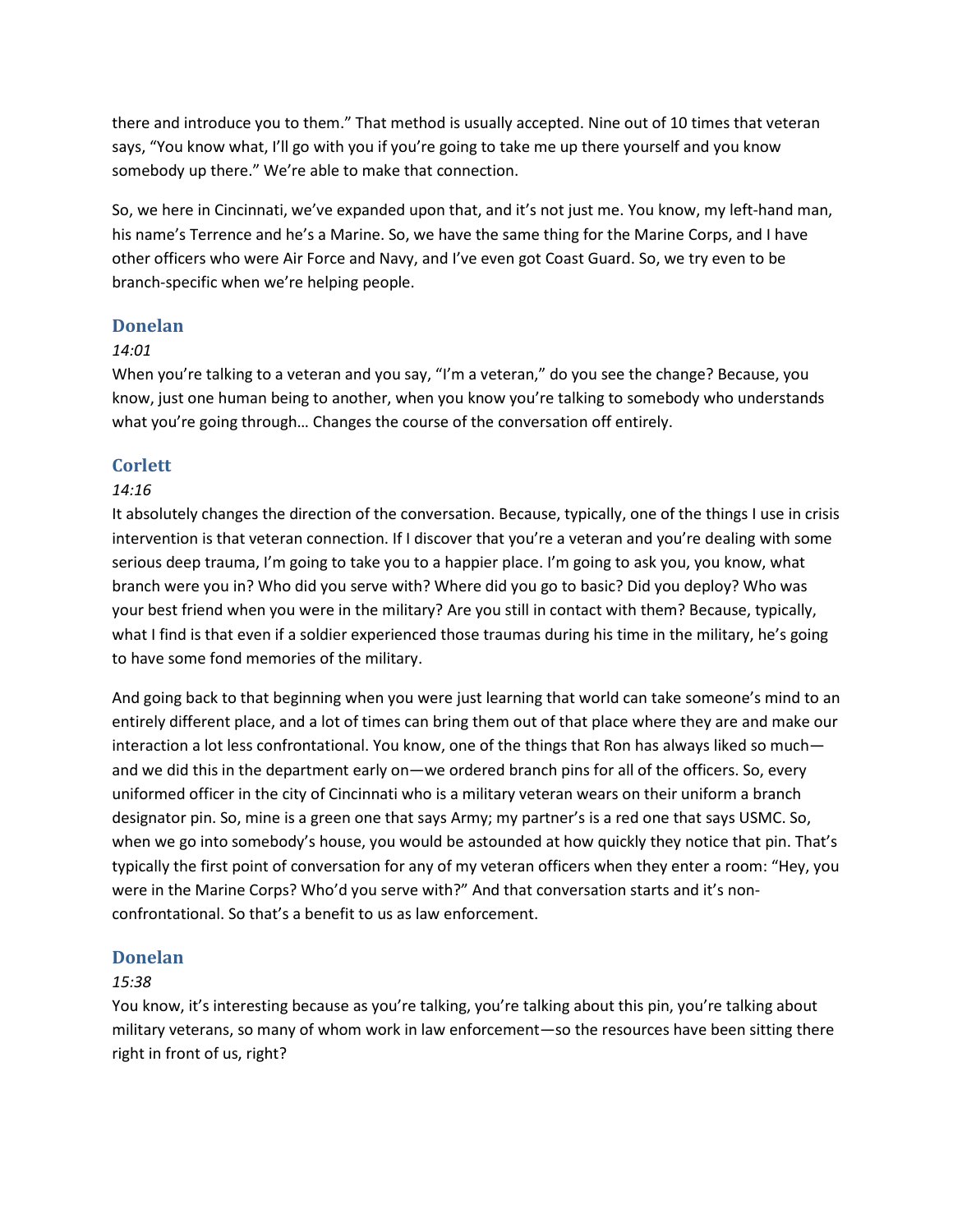there and introduce you to them." That method is usually accepted. Nine out of 10 times that veteran says, "You know what, I'll go with you if you're going to take me up there yourself and you know somebody up there." We're able to make that connection.

So, we here in Cincinnati, we've expanded upon that, and it's not just me. You know, my left-hand man, his name's Terrence and he's a Marine. So, we have the same thing for the Marine Corps, and I have other officers who were Air Force and Navy, and I've even got Coast Guard. So, we try even to be branch-specific when we're helping people.

### Donelan

*14:01*

When you're talking to a veteran and you say, "I'm a veteran," do you see the change? Because, you know, just one human being to another, when you know you're talking to somebody who understands what you're going through… Changes the course of the conversation off entirely.

### Corlett

*14:16*

It absolutely changes the direction of the conversation. Because, typically, one of the things I use in crisis intervention is that veteran connection. If I discover that you're a veteran and you're dealing with some serious deep trauma, I'm going to take you to a happier place. I'm going to ask you, you know, what branch were you in? Who did you serve with? Where did you go to basic? Did you deploy? Who was your best friend when you were in the military? Are you still in contact with them? Because, typically, what I find is that even if a soldier experienced those traumas during his time in the military, he's going to have some fond memories of the military.

And going back to that beginning when you were just learning that world can take someone's mind to an entirely different place, and a lot of times can bring them out of that place where they are and make our interaction a lot less confrontational. You know, one of the things that Ron has always liked so much—and we did this in the department early on—we ordered branch pins for all of the officers. So, every uniformed officer in the city of Cincinnati who is a military veteran wears on their uniform a branch designator pin. So, mine is a green one that says Army; my partner's is a red one that says USMC. So, when we go into somebody's house, you would be astounded at how quickly they notice that pin. That's typically the first point of conversation for any of my veteran officers when they enter a room: "Hey, you were in the Marine Corps? Who'd you serve with?" And that conversation starts and it's non-confrontational. So that's a benefit to us as law enforcement.

### Donelan

*15:38*

You know, it's interesting because as you're talking, you're talking about this pin, you're talking about military veterans, so many of whom work in law enforcement—so the resources have been sitting there right in front of us, right?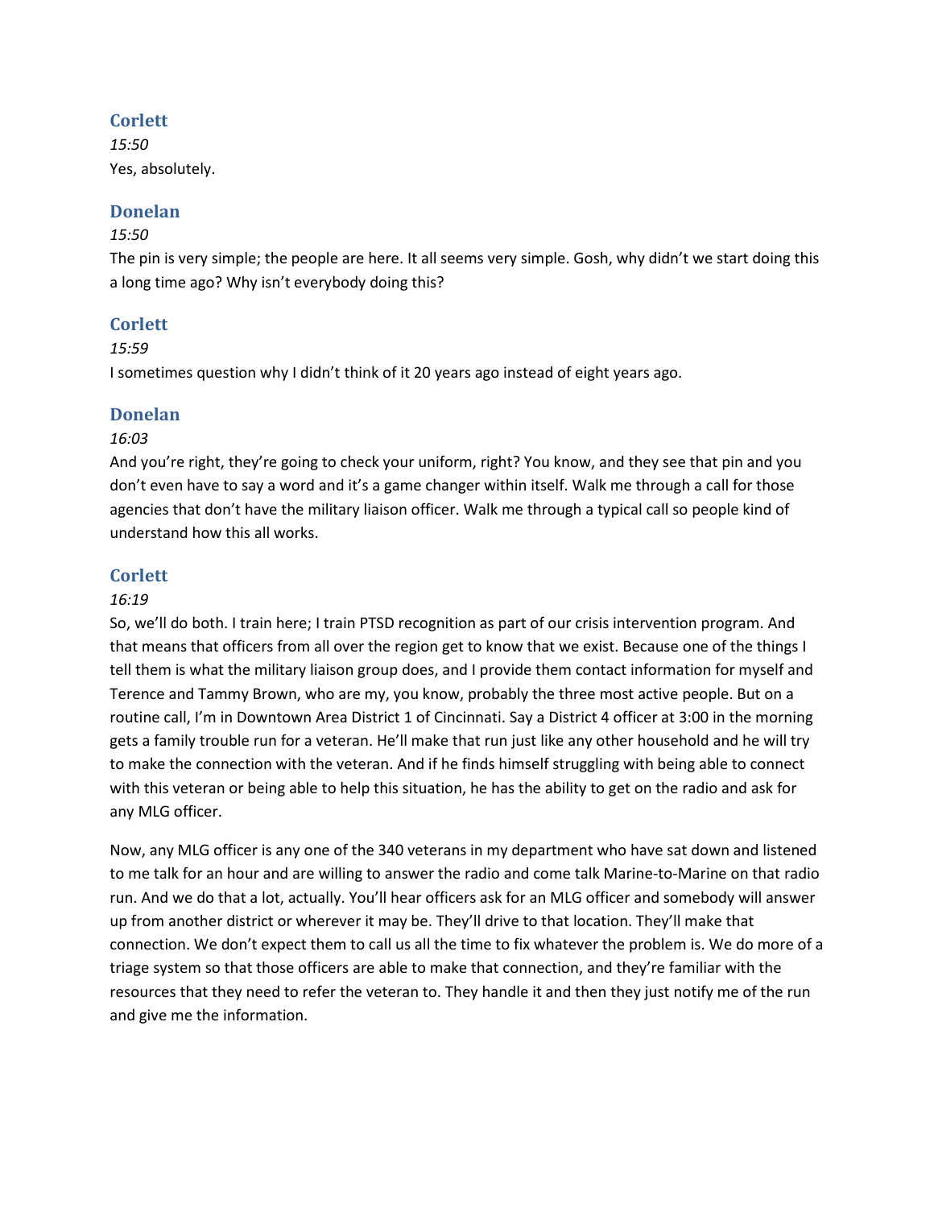### Corlett

*15:50*

Yes, absolutely.

### Donelan

*15:50*

The pin is very simple; the people are here. It all seems very simple. Gosh, why didn't we start doing this a long time ago? Why isn't everybody doing this?

### Corlett

*15:59*

I sometimes question why I didn't think of it 20 years ago instead of eight years ago.

### Donelan

*16:03*

And you're right, they're going to check your uniform, right? You know, and they see that pin and you don't even have to say a word and it's a game changer within itself. Walk me through a call for those agencies that don't have the military liaison officer. Walk me through a typical call so people kind of understand how this all works.

### Corlett

*16:19*

So, we'll do both. I train here; I train PTSD recognition as part of our crisis intervention program. And that means that officers from all over the region get to know that we exist. Because one of the things I tell them is what the military liaison group does, and I provide them contact information for myself and Terence and Tammy Brown, who are my, you know, probably the three most active people. But on a routine call, I'm in Downtown Area District 1 of Cincinnati. Say a District 4 officer at 3:00 in the morning gets a family trouble run for a veteran. He'll make that run just like any other household and he will try to make the connection with the veteran. And if he finds himself struggling with being able to connect with this veteran or being able to help this situation, he has the ability to get on the radio and ask for any MLG officer.

Now, any MLG officer is any one of the 340 veterans in my department who have sat down and listened to me talk for an hour and are willing to answer the radio and come talk Marine-to-Marine on that radio run. And we do that a lot, actually. You'll hear officers ask for an MLG officer and somebody will answer up from another district or wherever it may be. They'll drive to that location. They'll make that connection. We don't expect them to call us all the time to fix whatever the problem is. We do more of a triage system so that those officers are able to make that connection, and they're familiar with the resources that they need to refer the veteran to. They handle it and then they just notify me of the run and give me the information.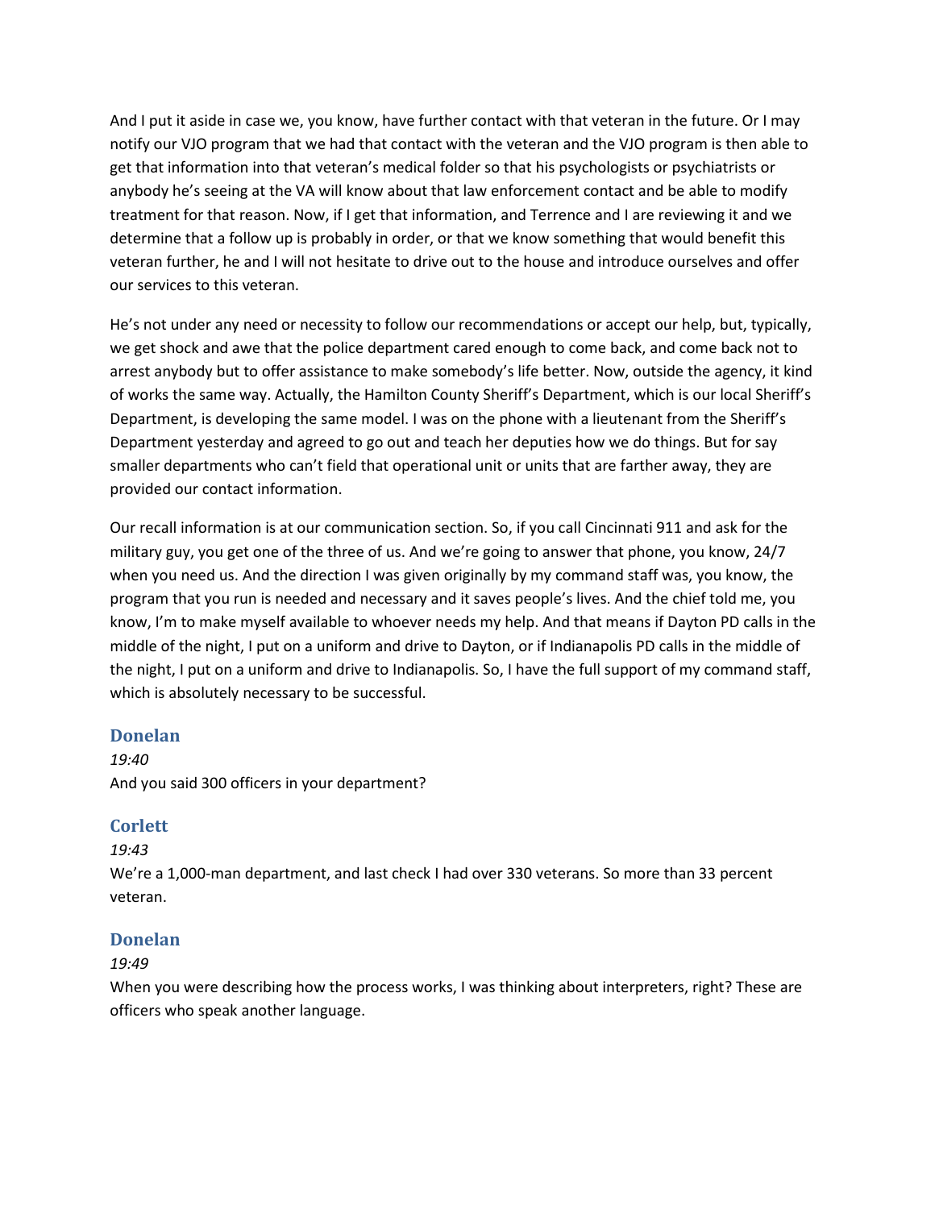And I put it aside in case we, you know, have further contact with that veteran in the future. Or I may notify our VJO program that we had that contact with the veteran and the VJO program is then able to get that information into that veteran's medical folder so that his psychologists or psychiatrists or anybody he's seeing at the VA will know about that law enforcement contact and be able to modify treatment for that reason. Now, if I get that information, and Terrence and I are reviewing it and we determine that a follow up is probably in order, or that we know something that would benefit this veteran further, he and I will not hesitate to drive out to the house and introduce ourselves and offer our services to this veteran.

He's not under any need or necessity to follow our recommendations or accept our help, but, typically, we get shock and awe that the police department cared enough to come back, and come back not to arrest anybody but to offer assistance to make somebody's life better. Now, outside the agency, it kind of works the same way. Actually, the Hamilton County Sheriff's Department, which is our local Sheriff's Department, is developing the same model. I was on the phone with a lieutenant from the Sheriff's Department yesterday and agreed to go out and teach her deputies how we do things. But for say smaller departments who can't field that operational unit or units that are farther away, they are provided our contact information.

Our recall information is at our communication section. So, if you call Cincinnati 911 and ask for the military guy, you get one of the three of us. And we're going to answer that phone, you know, 24/7 when you need us. And the direction I was given originally by my command staff was, you know, the program that you run is needed and necessary and it saves people's lives. And the chief told me, you know, I'm to make myself available to whoever needs my help. And that means if Dayton PD calls in the middle of the night, I put on a uniform and drive to Dayton, or if Indianapolis PD calls in the middle of the night, I put on a uniform and drive to Indianapolis. So, I have the full support of my command staff, which is absolutely necessary to be successful.

### Donelan

*19:40*

And you said 300 officers in your department?

### Corlett

*19:43*

We're a 1,000-man department, and last check I had over 330 veterans. So more than 33 percent veteran.

### Donelan

*19:49*

When you were describing how the process works, I was thinking about interpreters, right? These are officers who speak another language.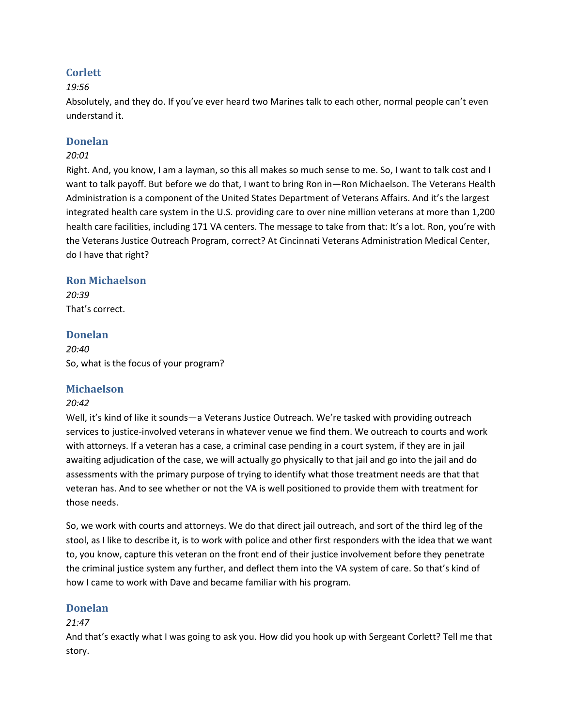### Corlett

*19:56*

Absolutely, and they do. If you've ever heard two Marines talk to each other, normal people can't even understand it.

### Donelan

*20:01*

Right. And, you know, I am a layman, so this all makes so much sense to me. So, I want to talk cost and I want to talk payoff. But before we do that, I want to bring Ron in—Ron Michaelson. The Veterans Health Administration is a component of the United States Department of Veterans Affairs. And it's the largest integrated health care system in the U.S. providing care to over nine million veterans at more than 1,200 health care facilities, including 171 VA centers. The message to take from that: It's a lot. Ron, you're with the Veterans Justice Outreach Program, correct? At Cincinnati Veterans Administration Medical Center, do I have that right?

### Ron Michaelson

*20:39*

That's correct.

### Donelan

*20:40*

So, what is the focus of your program?

### Michaelson

*20:42*

Well, it's kind of like it sounds—a Veterans Justice Outreach. We're tasked with providing outreach services to justice-involved veterans in whatever venue we find them. We outreach to courts and work with attorneys. If a veteran has a case, a criminal case pending in a court system, if they are in jail awaiting adjudication of the case, we will actually go physically to that jail and go into the jail and do assessments with the primary purpose of trying to identify what those treatment needs are that that veteran has. And to see whether or not the VA is well positioned to provide them with treatment for those needs.

So, we work with courts and attorneys. We do that direct jail outreach, and sort of the third leg of the stool, as I like to describe it, is to work with police and other first responders with the idea that we want to, you know, capture this veteran on the front end of their justice involvement before they penetrate the criminal justice system any further, and deflect them into the VA system of care. So that's kind of how I came to work with Dave and became familiar with his program.

### Donelan

*21:47*

And that's exactly what I was going to ask you. How did you hook up with Sergeant Corlett? Tell me that story.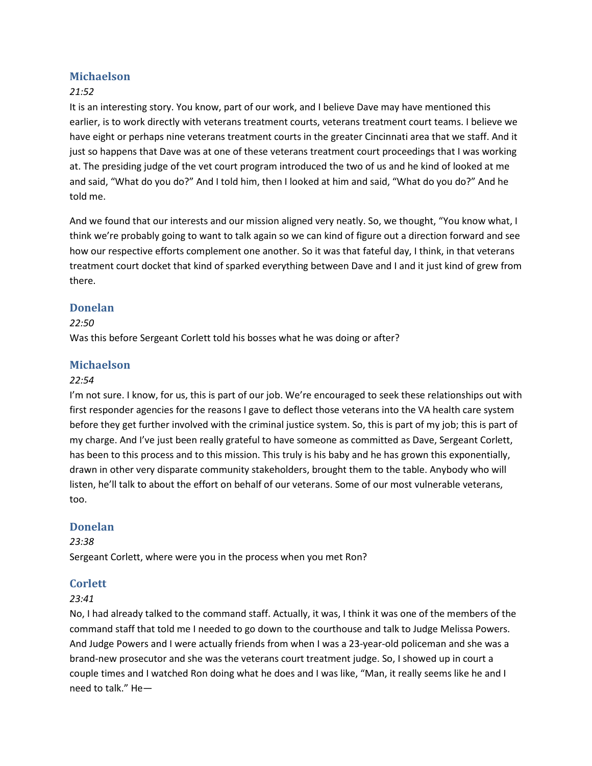### Michaelson

*21:52*

It is an interesting story. You know, part of our work, and I believe Dave may have mentioned this earlier, is to work directly with veterans treatment courts, veterans treatment court teams. I believe we have eight or perhaps nine veterans treatment courts in the greater Cincinnati area that we staff. And it just so happens that Dave was at one of these veterans treatment court proceedings that I was working at. The presiding judge of the vet court program introduced the two of us and he kind of looked at me and said, "What do you do?" And I told him, then I looked at him and said, "What do you do?" And he told me.

And we found that our interests and our mission aligned very neatly. So, we thought, "You know what, I think we're probably going to want to talk again so we can kind of figure out a direction forward and see how our respective efforts complement one another. So it was that fateful day, I think, in that veterans treatment court docket that kind of sparked everything between Dave and I and it just kind of grew from there.

### Donelan

*22:50*

Was this before Sergeant Corlett told his bosses what he was doing or after?

### Michaelson

*22:54*

I'm not sure. I know, for us, this is part of our job. We're encouraged to seek these relationships out with first responder agencies for the reasons I gave to deflect those veterans into the VA health care system before they get further involved with the criminal justice system. So, this is part of my job; this is part of my charge. And I've just been really grateful to have someone as committed as Dave, Sergeant Corlett, has been to this process and to this mission. This truly is his baby and he has grown this exponentially, drawn in other very disparate community stakeholders, brought them to the table. Anybody who will listen, he'll talk to about the effort on behalf of our veterans. Some of our most vulnerable veterans, too.

### Donelan

*23:38*

Sergeant Corlett, where were you in the process when you met Ron?

### Corlett

*23:41*

No, I had already talked to the command staff. Actually, it was, I think it was one of the members of the command staff that told me I needed to go down to the courthouse and talk to Judge Melissa Powers. And Judge Powers and I were actually friends from when I was a 23-year-old policeman and she was a brand-new prosecutor and she was the veterans court treatment judge. So, I showed up in court a couple times and I watched Ron doing what he does and I was like, "Man, it really seems like he and I need to talk." He—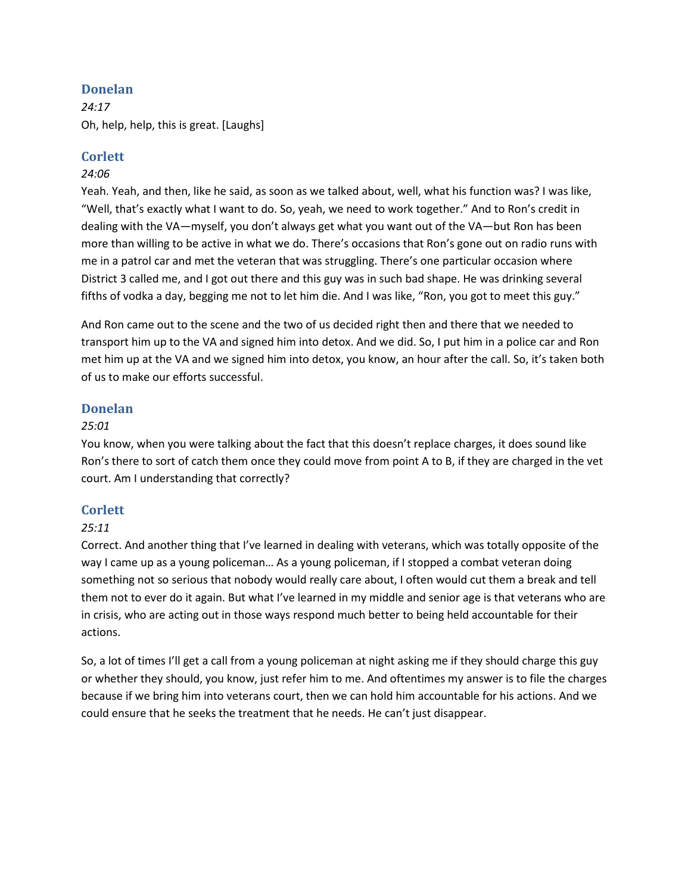### Donelan

*24:17*

Oh, help, help, this is great. [Laughs]

### Corlett

*24:06*

Yeah. Yeah, and then, like he said, as soon as we talked about, well, what his function was? I was like, "Well, that's exactly what I want to do. So, yeah, we need to work together." And to Ron's credit in dealing with the VA—myself, you don't always get what you want out of the VA—but Ron has been more than willing to be active in what we do. There's occasions that Ron's gone out on radio runs with me in a patrol car and met the veteran that was struggling. There's one particular occasion where District 3 called me, and I got out there and this guy was in such bad shape. He was drinking several fifths of vodka a day, begging me not to let him die. And I was like, "Ron, you got to meet this guy."

And Ron came out to the scene and the two of us decided right then and there that we needed to transport him up to the VA and signed him into detox. And we did. So, I put him in a police car and Ron met him up at the VA and we signed him into detox, you know, an hour after the call. So, it's taken both of us to make our efforts successful.

### Donelan

*25:01*

You know, when you were talking about the fact that this doesn't replace charges, it does sound like Ron's there to sort of catch them once they could move from point A to B, if they are charged in the vet court. Am I understanding that correctly?

### Corlett

*25:11*

Correct. And another thing that I've learned in dealing with veterans, which was totally opposite of the way I came up as a young policeman… As a young policeman, if I stopped a combat veteran doing something not so serious that nobody would really care about, I often would cut them a break and tell them not to ever do it again. But what I've learned in my middle and senior age is that veterans who are in crisis, who are acting out in those ways respond much better to being held accountable for their actions.

So, a lot of times I'll get a call from a young policeman at night asking me if they should charge this guy or whether they should, you know, just refer him to me. And oftentimes my answer is to file the charges because if we bring him into veterans court, then we can hold him accountable for his actions. And we could ensure that he seeks the treatment that he needs. He can't just disappear.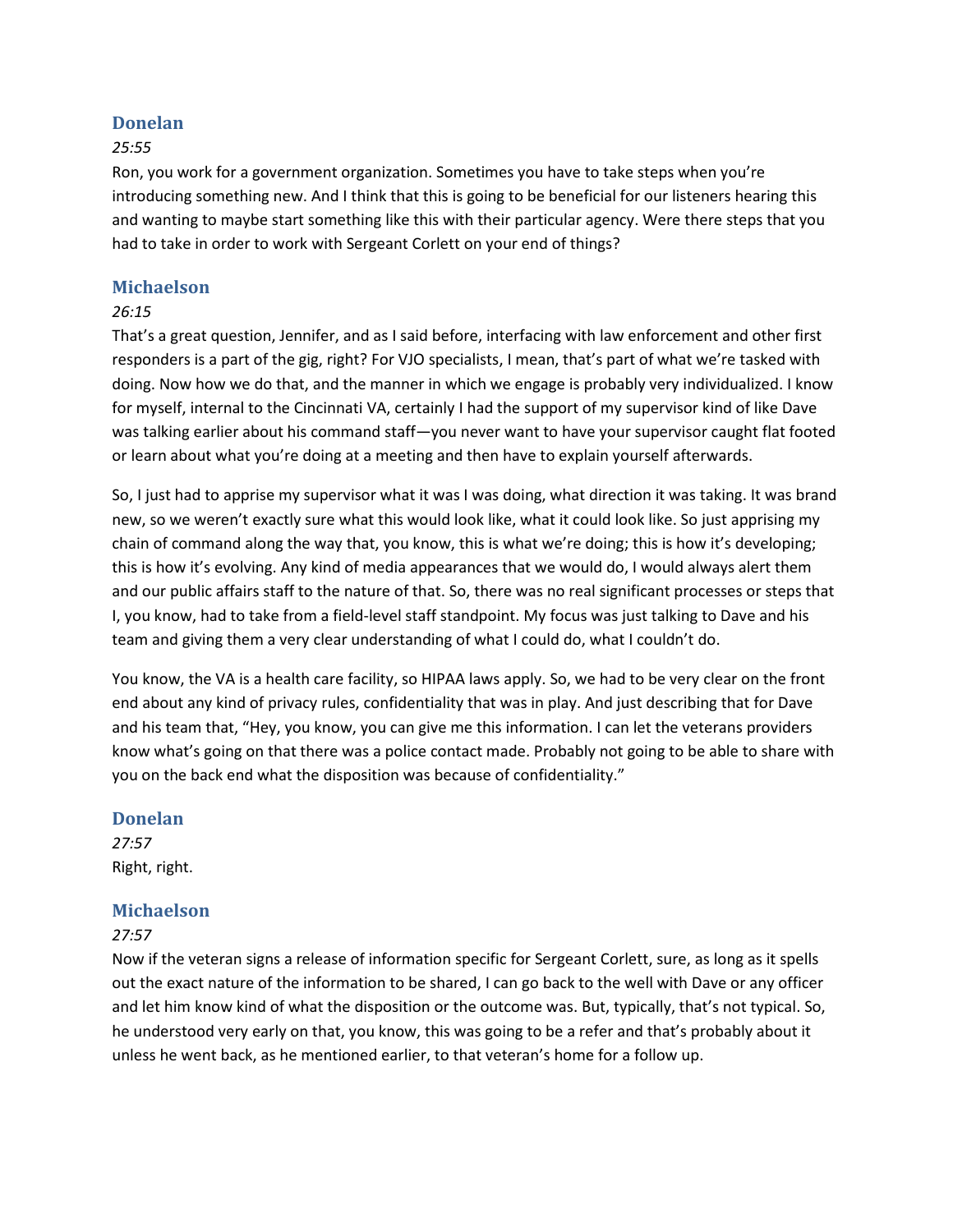### Donelan

*25:55*

Ron, you work for a government organization. Sometimes you have to take steps when you're introducing something new. And I think that this is going to be beneficial for our listeners hearing this and wanting to maybe start something like this with their particular agency. Were there steps that you had to take in order to work with Sergeant Corlett on your end of things?

### Michaelson

*26:15*

That's a great question, Jennifer, and as I said before, interfacing with law enforcement and other first responders is a part of the gig, right? For VJO specialists, I mean, that's part of what we're tasked with doing. Now how we do that, and the manner in which we engage is probably very individualized. I know for myself, internal to the Cincinnati VA, certainly I had the support of my supervisor kind of like Dave was talking earlier about his command staff—you never want to have your supervisor caught flat footed or learn about what you're doing at a meeting and then have to explain yourself afterwards.

So, I just had to apprise my supervisor what it was I was doing, what direction it was taking. It was brand new, so we weren't exactly sure what this would look like, what it could look like. So just apprising my chain of command along the way that, you know, this is what we're doing; this is how it's developing; this is how it's evolving. Any kind of media appearances that we would do, I would always alert them and our public affairs staff to the nature of that. So, there was no real significant processes or steps that I, you know, had to take from a field-level staff standpoint. My focus was just talking to Dave and his team and giving them a very clear understanding of what I could do, what I couldn't do.

You know, the VA is a health care facility, so HIPAA laws apply. So, we had to be very clear on the front end about any kind of privacy rules, confidentiality that was in play. And just describing that for Dave and his team that, "Hey, you know, you can give me this information. I can let the veterans providers know what's going on that there was a police contact made. Probably not going to be able to share with you on the back end what the disposition was because of confidentiality."

### Donelan

*27:57*

Right, right.

### Michaelson

*27:57*

Now if the veteran signs a release of information specific for Sergeant Corlett, sure, as long as it spells out the exact nature of the information to be shared, I can go back to the well with Dave or any officer and let him know kind of what the disposition or the outcome was. But, typically, that's not typical. So, he understood very early on that, you know, this was going to be a refer and that's probably about it unless he went back, as he mentioned earlier, to that veteran's home for a follow up.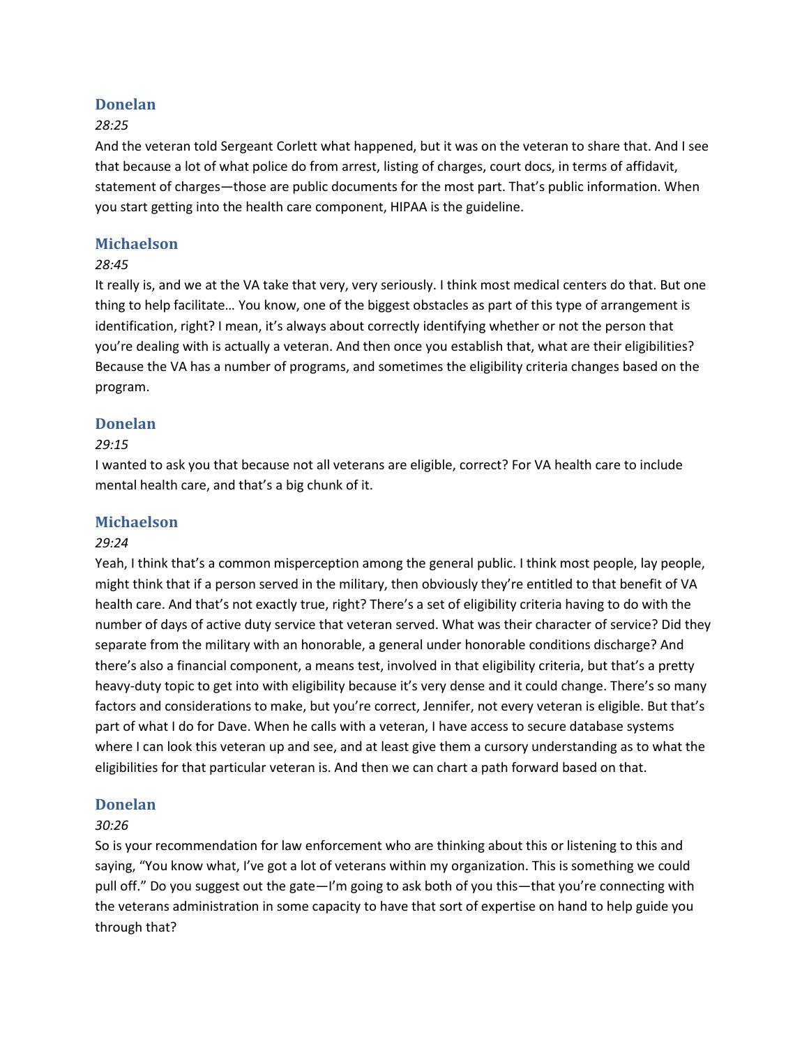### Donelan

*28:25*

And the veteran told Sergeant Corlett what happened, but it was on the veteran to share that. And I see that because a lot of what police do from arrest, listing of charges, court docs, in terms of affidavit, statement of charges—those are public documents for the most part. That's public information. When you start getting into the health care component, HIPAA is the guideline.

### Michaelson

*28:45*

It really is, and we at the VA take that very, very seriously. I think most medical centers do that. But one thing to help facilitate… You know, one of the biggest obstacles as part of this type of arrangement is identification, right? I mean, it's always about correctly identifying whether or not the person that you're dealing with is actually a veteran. And then once you establish that, what are their eligibilities? Because the VA has a number of programs, and sometimes the eligibility criteria changes based on the program.

### Donelan

*29:15*

I wanted to ask you that because not all veterans are eligible, correct? For VA health care to include mental health care, and that's a big chunk of it.

### Michaelson

*29:24*

Yeah, I think that's a common misperception among the general public. I think most people, lay people, might think that if a person served in the military, then obviously they're entitled to that benefit of VA health care. And that's not exactly true, right? There's a set of eligibility criteria having to do with the number of days of active duty service that veteran served. What was their character of service? Did they separate from the military with an honorable, a general under honorable conditions discharge? And there's also a financial component, a means test, involved in that eligibility criteria, but that's a pretty heavy-duty topic to get into with eligibility because it's very dense and it could change. There's so many factors and considerations to make, but you're correct, Jennifer, not every veteran is eligible. But that's part of what I do for Dave. When he calls with a veteran, I have access to secure database systems where I can look this veteran up and see, and at least give them a cursory understanding as to what the eligibilities for that particular veteran is. And then we can chart a path forward based on that.

### Donelan

*30:26*

So is your recommendation for law enforcement who are thinking about this or listening to this and saying, "You know what, I've got a lot of veterans within my organization. This is something we could pull off." Do you suggest out the gate—I'm going to ask both of you this—that you're connecting with the veterans administration in some capacity to have that sort of expertise on hand to help guide you through that?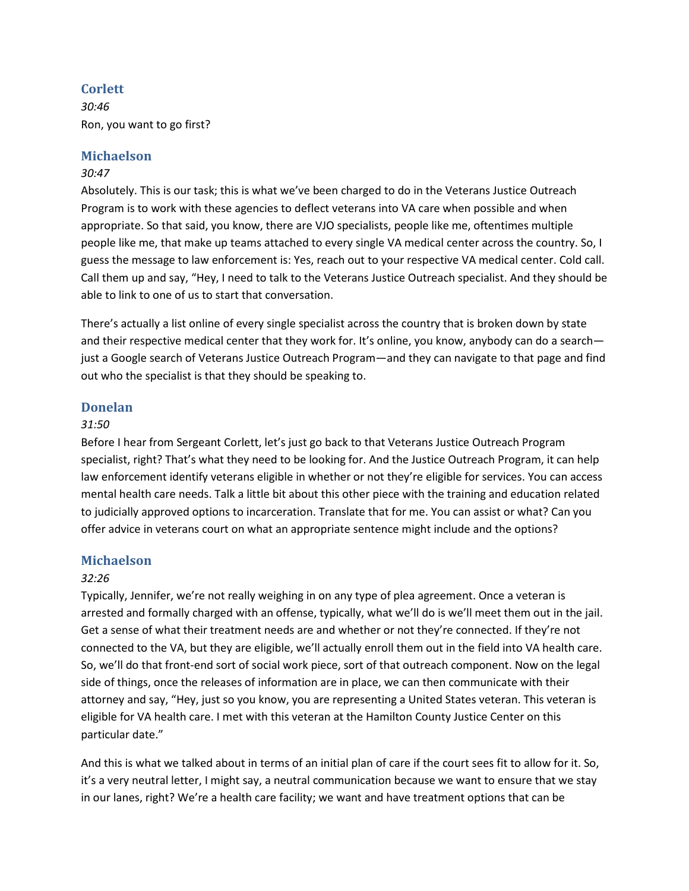### Corlett

*30:46*

Ron, you want to go first?

### Michaelson

*30:47*

Absolutely. This is our task; this is what we've been charged to do in the Veterans Justice Outreach Program is to work with these agencies to deflect veterans into VA care when possible and when appropriate. So that said, you know, there are VJO specialists, people like me, oftentimes multiple people like me, that make up teams attached to every single VA medical center across the country. So, I guess the message to law enforcement is: Yes, reach out to your respective VA medical center. Cold call. Call them up and say, "Hey, I need to talk to the Veterans Justice Outreach specialist. And they should be able to link to one of us to start that conversation.

There's actually a list online of every single specialist across the country that is broken down by state and their respective medical center that they work for. It's online, you know, anybody can do a search—just a Google search of Veterans Justice Outreach Program—and they can navigate to that page and find out who the specialist is that they should be speaking to.

### Donelan

*31:50*

Before I hear from Sergeant Corlett, let's just go back to that Veterans Justice Outreach Program specialist, right? That's what they need to be looking for. And the Justice Outreach Program, it can help law enforcement identify veterans eligible in whether or not they're eligible for services. You can access mental health care needs. Talk a little bit about this other piece with the training and education related to judicially approved options to incarceration. Translate that for me. You can assist or what? Can you offer advice in veterans court on what an appropriate sentence might include and the options?

### Michaelson

*32:26*

Typically, Jennifer, we're not really weighing in on any type of plea agreement. Once a veteran is arrested and formally charged with an offense, typically, what we'll do is we'll meet them out in the jail. Get a sense of what their treatment needs are and whether or not they're connected. If they're not connected to the VA, but they are eligible, we'll actually enroll them out in the field into VA health care. So, we'll do that front-end sort of social work piece, sort of that outreach component. Now on the legal side of things, once the releases of information are in place, we can then communicate with their attorney and say, "Hey, just so you know, you are representing a United States veteran. This veteran is eligible for VA health care. I met with this veteran at the Hamilton County Justice Center on this particular date."

And this is what we talked about in terms of an initial plan of care if the court sees fit to allow for it. So, it's a very neutral letter, I might say, a neutral communication because we want to ensure that we stay in our lanes, right? We're a health care facility; we want and have treatment options that can be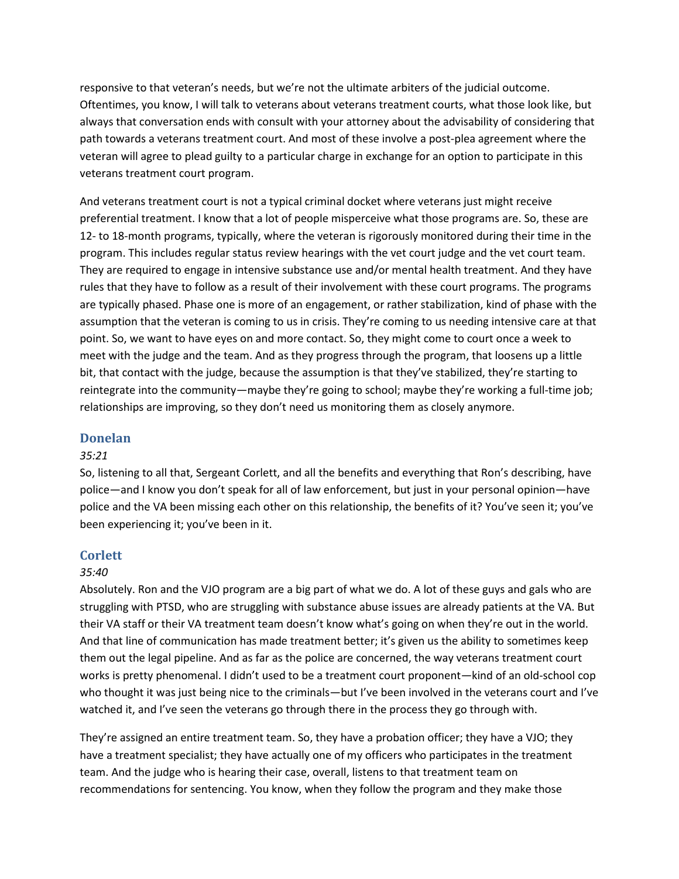responsive to that veteran's needs, but we're not the ultimate arbiters of the judicial outcome. Oftentimes, you know, I will talk to veterans about veterans treatment courts, what those look like, but always that conversation ends with consult with your attorney about the advisability of considering that path towards a veterans treatment court. And most of these involve a post-plea agreement where the veteran will agree to plead guilty to a particular charge in exchange for an option to participate in this veterans treatment court program.

And veterans treatment court is not a typical criminal docket where veterans just might receive preferential treatment. I know that a lot of people misperceive what those programs are. So, these are 12- to 18-month programs, typically, where the veteran is rigorously monitored during their time in the program. This includes regular status review hearings with the vet court judge and the vet court team. They are required to engage in intensive substance use and/or mental health treatment. And they have rules that they have to follow as a result of their involvement with these court programs. The programs are typically phased. Phase one is more of an engagement, or rather stabilization, kind of phase with the assumption that the veteran is coming to us in crisis. They're coming to us needing intensive care at that point. So, we want to have eyes on and more contact. So, they might come to court once a week to meet with the judge and the team. And as they progress through the program, that loosens up a little bit, that contact with the judge, because the assumption is that they've stabilized, they're starting to reintegrate into the community—maybe they're going to school; maybe they're working a full-time job; relationships are improving, so they don't need us monitoring them as closely anymore.

### Donelan

*35:21*

So, listening to all that, Sergeant Corlett, and all the benefits and everything that Ron's describing, have police—and I know you don't speak for all of law enforcement, but just in your personal opinion—have police and the VA been missing each other on this relationship, the benefits of it? You've seen it; you've been experiencing it; you've been in it.

### Corlett

*35:40*

Absolutely. Ron and the VJO program are a big part of what we do. A lot of these guys and gals who are struggling with PTSD, who are struggling with substance abuse issues are already patients at the VA. But their VA staff or their VA treatment team doesn't know what's going on when they're out in the world. And that line of communication has made treatment better; it's given us the ability to sometimes keep them out the legal pipeline. And as far as the police are concerned, the way veterans treatment court works is pretty phenomenal. I didn't used to be a treatment court proponent—kind of an old-school cop who thought it was just being nice to the criminals—but I've been involved in the veterans court and I've watched it, and I've seen the veterans go through there in the process they go through with.

They're assigned an entire treatment team. So, they have a probation officer; they have a VJO; they have a treatment specialist; they have actually one of my officers who participates in the treatment team. And the judge who is hearing their case, overall, listens to that treatment team on recommendations for sentencing. You know, when they follow the program and they make those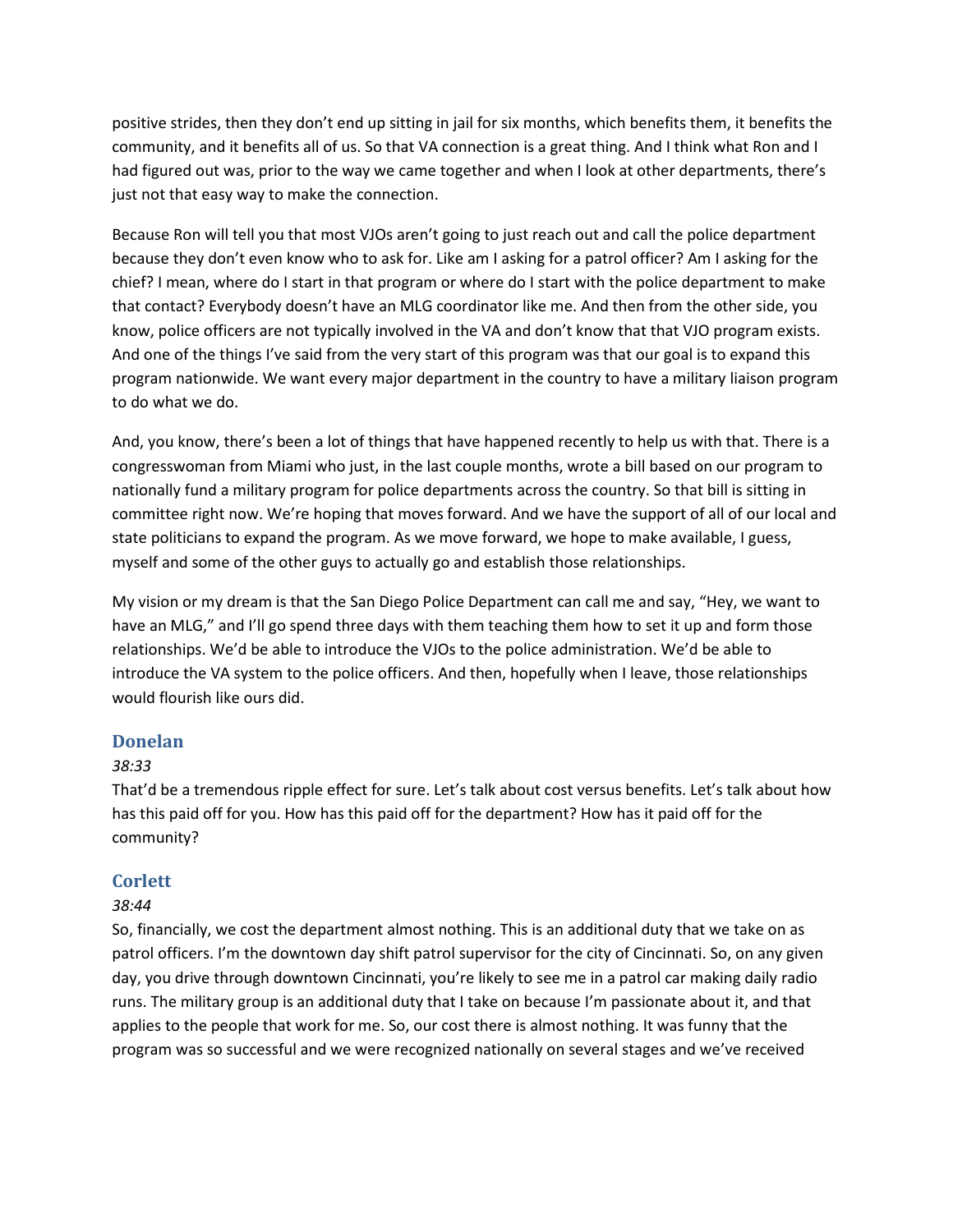positive strides, then they don't end up sitting in jail for six months, which benefits them, it benefits the community, and it benefits all of us. So that VA connection is a great thing. And I think what Ron and I had figured out was, prior to the way we came together and when I look at other departments, there's just not that easy way to make the connection.

Because Ron will tell you that most VJOs aren't going to just reach out and call the police department because they don't even know who to ask for. Like am I asking for a patrol officer? Am I asking for the chief? I mean, where do I start in that program or where do I start with the police department to make that contact? Everybody doesn't have an MLG coordinator like me. And then from the other side, you know, police officers are not typically involved in the VA and don't know that that VJO program exists. And one of the things I've said from the very start of this program was that our goal is to expand this program nationwide. We want every major department in the country to have a military liaison program to do what we do.

And, you know, there's been a lot of things that have happened recently to help us with that. There is a congresswoman from Miami who just, in the last couple months, wrote a bill based on our program to nationally fund a military program for police departments across the country. So that bill is sitting in committee right now. We're hoping that moves forward. And we have the support of all of our local and state politicians to expand the program. As we move forward, we hope to make available, I guess, myself and some of the other guys to actually go and establish those relationships.

My vision or my dream is that the San Diego Police Department can call me and say, "Hey, we want to have an MLG," and I'll go spend three days with them teaching them how to set it up and form those relationships. We'd be able to introduce the VJOs to the police administration. We'd be able to introduce the VA system to the police officers. And then, hopefully when I leave, those relationships would flourish like ours did.

### Donelan

*38:33*

That'd be a tremendous ripple effect for sure. Let's talk about cost versus benefits. Let's talk about how has this paid off for you. How has this paid off for the department? How has it paid off for the community?

### Corlett

*38:44*

So, financially, we cost the department almost nothing. This is an additional duty that we take on as patrol officers. I'm the downtown day shift patrol supervisor for the city of Cincinnati. So, on any given day, you drive through downtown Cincinnati, you're likely to see me in a patrol car making daily radio runs. The military group is an additional duty that I take on because I'm passionate about it, and that applies to the people that work for me. So, our cost there is almost nothing. It was funny that the program was so successful and we were recognized nationally on several stages and we've received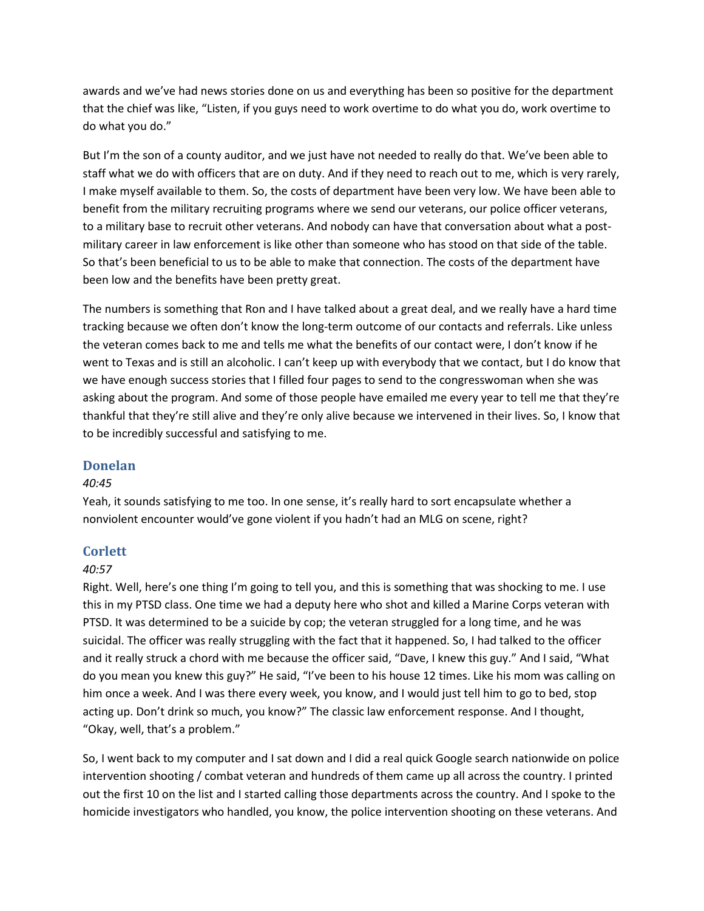awards and we've had news stories done on us and everything has been so positive for the department that the chief was like, "Listen, if you guys need to work overtime to do what you do, work overtime to do what you do."

But I'm the son of a county auditor, and we just have not needed to really do that. We've been able to staff what we do with officers that are on duty. And if they need to reach out to me, which is very rarely, I make myself available to them. So, the costs of department have been very low. We have been able to benefit from the military recruiting programs where we send our veterans, our police officer veterans, to a military base to recruit other veterans. And nobody can have that conversation about what a post-military career in law enforcement is like other than someone who has stood on that side of the table. So that's been beneficial to us to be able to make that connection. The costs of the department have been low and the benefits have been pretty great.

The numbers is something that Ron and I have talked about a great deal, and we really have a hard time tracking because we often don't know the long-term outcome of our contacts and referrals. Like unless the veteran comes back to me and tells me what the benefits of our contact were, I don't know if he went to Texas and is still an alcoholic. I can't keep up with everybody that we contact, but I do know that we have enough success stories that I filled four pages to send to the congresswoman when she was asking about the program. And some of those people have emailed me every year to tell me that they're thankful that they're still alive and they're only alive because we intervened in their lives. So, I know that to be incredibly successful and satisfying to me.

### Donelan

*40:45*

Yeah, it sounds satisfying to me too. In one sense, it's really hard to sort encapsulate whether a nonviolent encounter would've gone violent if you hadn't had an MLG on scene, right?

### Corlett

*40:57*

Right. Well, here's one thing I'm going to tell you, and this is something that was shocking to me. I use this in my PTSD class. One time we had a deputy here who shot and killed a Marine Corps veteran with PTSD. It was determined to be a suicide by cop; the veteran struggled for a long time, and he was suicidal. The officer was really struggling with the fact that it happened. So, I had talked to the officer and it really struck a chord with me because the officer said, "Dave, I knew this guy." And I said, "What do you mean you knew this guy?" He said, "I've been to his house 12 times. Like his mom was calling on him once a week. And I was there every week, you know, and I would just tell him to go to bed, stop acting up. Don't drink so much, you know?" The classic law enforcement response. And I thought, "Okay, well, that's a problem."

So, I went back to my computer and I sat down and I did a real quick Google search nationwide on police intervention shooting / combat veteran and hundreds of them came up all across the country. I printed out the first 10 on the list and I started calling those departments across the country. And I spoke to the homicide investigators who handled, you know, the police intervention shooting on these veterans. And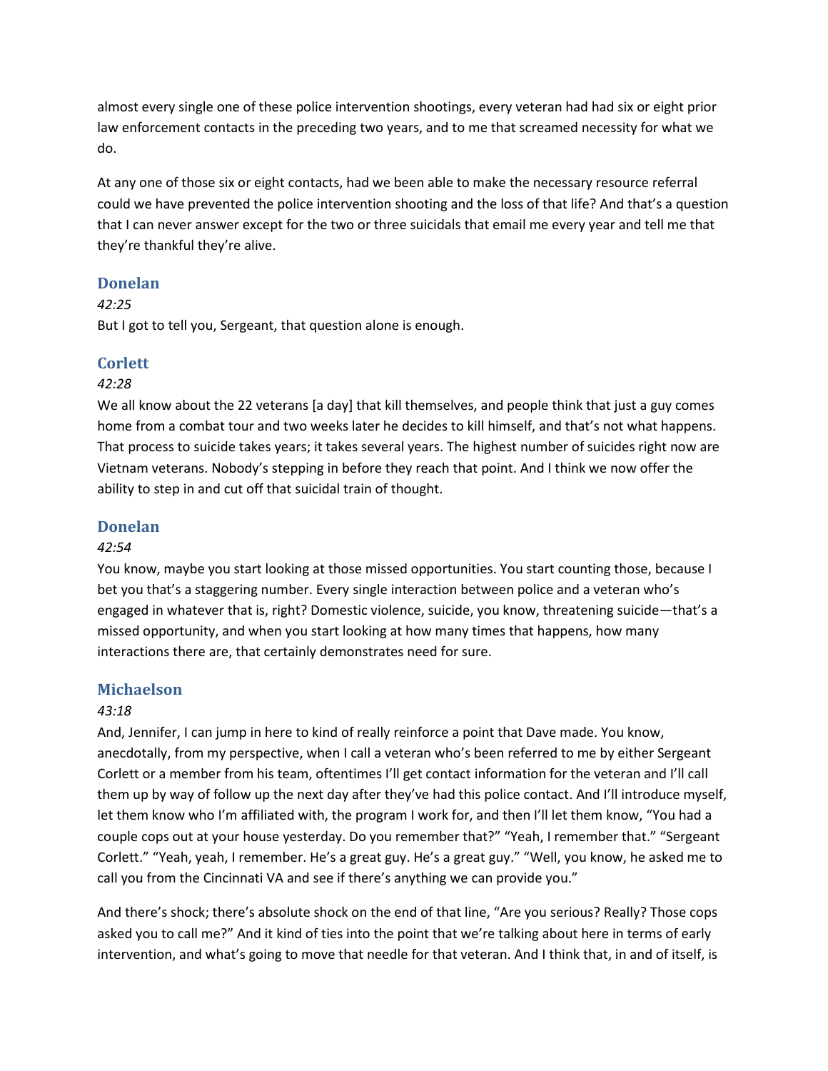almost every single one of these police intervention shootings, every veteran had had six or eight prior law enforcement contacts in the preceding two years, and to me that screamed necessity for what we do.

At any one of those six or eight contacts, had we been able to make the necessary resource referral could we have prevented the police intervention shooting and the loss of that life? And that's a question that I can never answer except for the two or three suicidals that email me every year and tell me that they're thankful they're alive.

### Donelan

*42:25*

But I got to tell you, Sergeant, that question alone is enough.

### Corlett

*42:28*

We all know about the 22 veterans [a day] that kill themselves, and people think that just a guy comes home from a combat tour and two weeks later he decides to kill himself, and that's not what happens. That process to suicide takes years; it takes several years. The highest number of suicides right now are Vietnam veterans. Nobody's stepping in before they reach that point. And I think we now offer the ability to step in and cut off that suicidal train of thought.

### Donelan

*42:54*

You know, maybe you start looking at those missed opportunities. You start counting those, because I bet you that's a staggering number. Every single interaction between police and a veteran who's engaged in whatever that is, right? Domestic violence, suicide, you know, threatening suicide—that's a missed opportunity, and when you start looking at how many times that happens, how many interactions there are, that certainly demonstrates need for sure.

### Michaelson

*43:18*

And, Jennifer, I can jump in here to kind of really reinforce a point that Dave made. You know, anecdotally, from my perspective, when I call a veteran who's been referred to me by either Sergeant Corlett or a member from his team, oftentimes I'll get contact information for the veteran and I'll call them up by way of follow up the next day after they've had this police contact. And I'll introduce myself, let them know who I'm affiliated with, the program I work for, and then I'll let them know, "You had a couple cops out at your house yesterday. Do you remember that?" "Yeah, I remember that." "Sergeant Corlett." "Yeah, yeah, I remember. He's a great guy. He's a great guy." "Well, you know, he asked me to call you from the Cincinnati VA and see if there's anything we can provide you."

And there's shock; there's absolute shock on the end of that line, "Are you serious? Really? Those cops asked you to call me?" And it kind of ties into the point that we're talking about here in terms of early intervention, and what's going to move that needle for that veteran. And I think that, in and of itself, is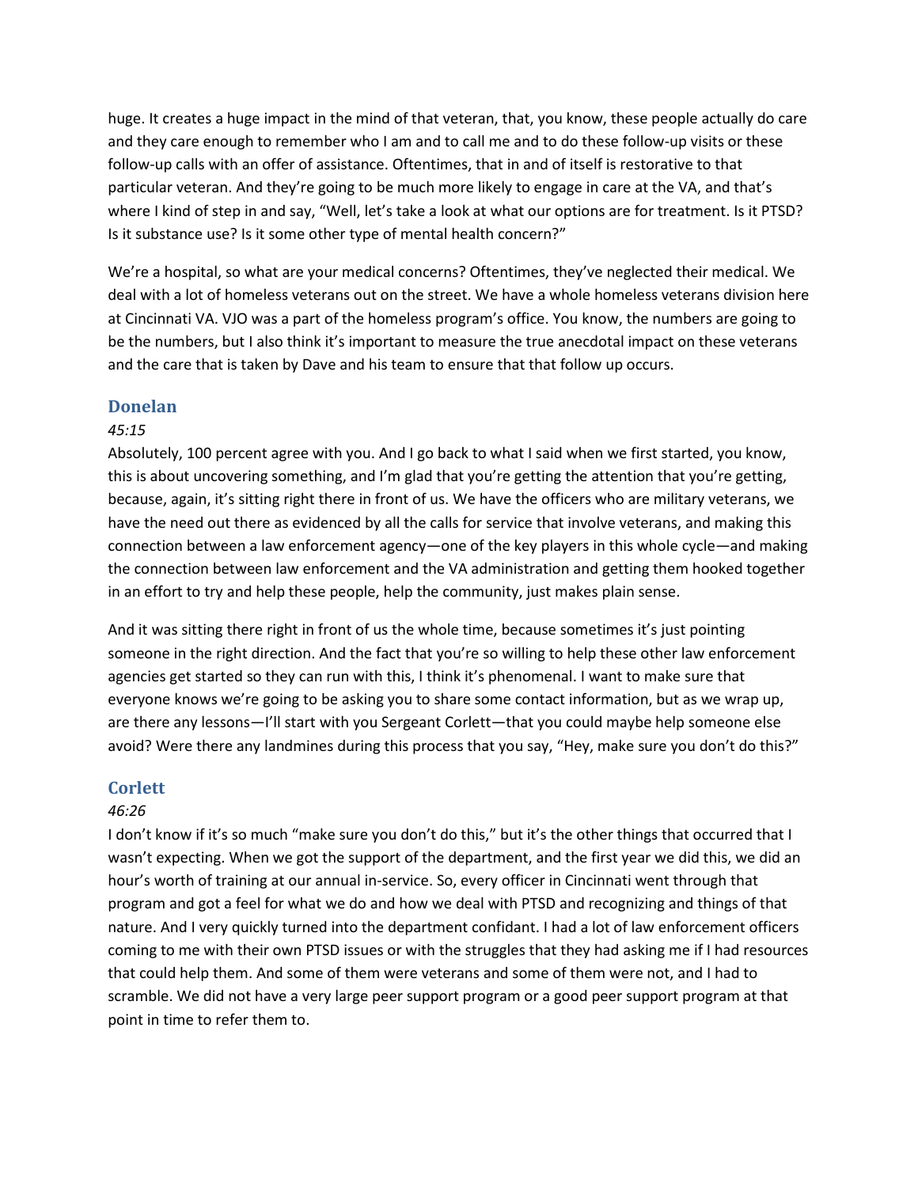huge. It creates a huge impact in the mind of that veteran, that, you know, these people actually do care and they care enough to remember who I am and to call me and to do these follow-up visits or these follow-up calls with an offer of assistance. Oftentimes, that in and of itself is restorative to that particular veteran. And they're going to be much more likely to engage in care at the VA, and that's where I kind of step in and say, "Well, let's take a look at what our options are for treatment. Is it PTSD? Is it substance use? Is it some other type of mental health concern?"

We're a hospital, so what are your medical concerns? Oftentimes, they've neglected their medical. We deal with a lot of homeless veterans out on the street. We have a whole homeless veterans division here at Cincinnati VA. VJO was a part of the homeless program's office. You know, the numbers are going to be the numbers, but I also think it's important to measure the true anecdotal impact on these veterans and the care that is taken by Dave and his team to ensure that that follow up occurs.

## Donelan

*45:15*

Absolutely, 100 percent agree with you. And I go back to what I said when we first started, you know, this is about uncovering something, and I'm glad that you're getting the attention that you're getting, because, again, it's sitting right there in front of us. We have the officers who are military veterans, we have the need out there as evidenced by all the calls for service that involve veterans, and making this connection between a law enforcement agency—one of the key players in this whole cycle—and making the connection between law enforcement and the VA administration and getting them hooked together in an effort to try and help these people, help the community, just makes plain sense.

And it was sitting there right in front of us the whole time, because sometimes it's just pointing someone in the right direction. And the fact that you're so willing to help these other law enforcement agencies get started so they can run with this, I think it's phenomenal. I want to make sure that everyone knows we're going to be asking you to share some contact information, but as we wrap up, are there any lessons—I'll start with you Sergeant Corlett—that you could maybe help someone else avoid? Were there any landmines during this process that you say, "Hey, make sure you don't do this?"

## Corlett

*46:26*

I don't know if it's so much "make sure you don't do this," but it's the other things that occurred that I wasn't expecting. When we got the support of the department, and the first year we did this, we did an hour's worth of training at our annual in-service. So, every officer in Cincinnati went through that program and got a feel for what we do and how we deal with PTSD and recognizing and things of that nature. And I very quickly turned into the department confidant. I had a lot of law enforcement officers coming to me with their own PTSD issues or with the struggles that they had asking me if I had resources that could help them. And some of them were veterans and some of them were not, and I had to scramble. We did not have a very large peer support program or a good peer support program at that point in time to refer them to.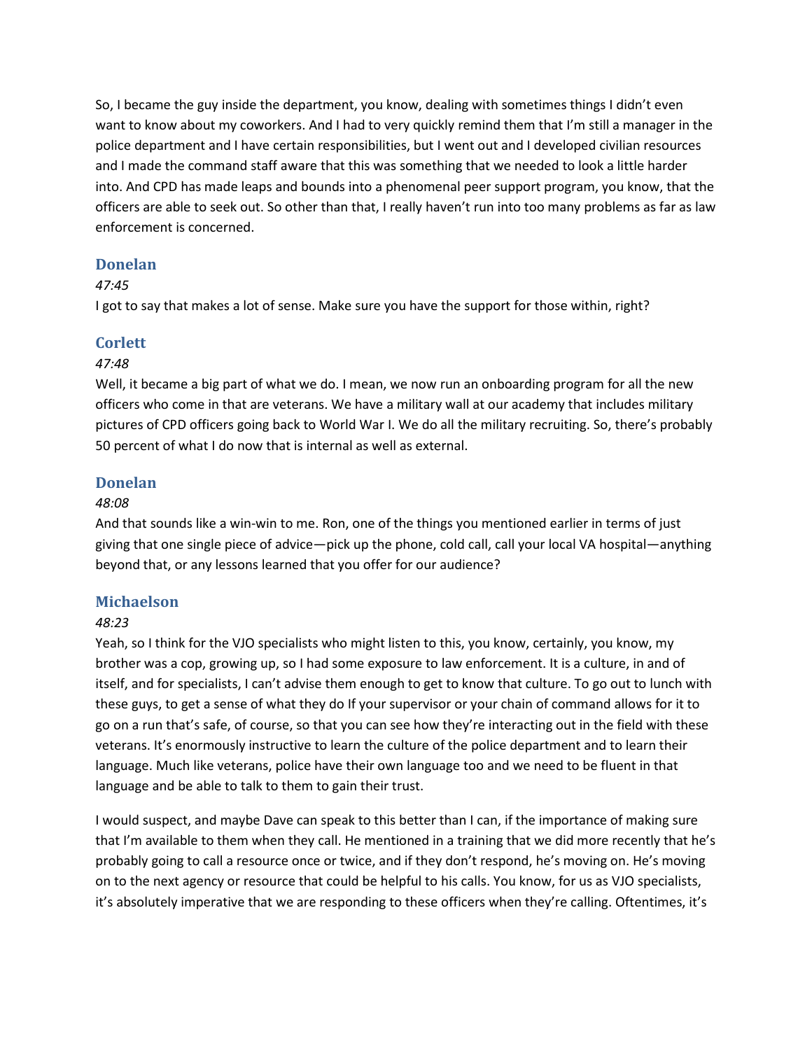So, I became the guy inside the department, you know, dealing with sometimes things I didn't even want to know about my coworkers. And I had to very quickly remind them that I'm still a manager in the police department and I have certain responsibilities, but I went out and I developed civilian resources and I made the command staff aware that this was something that we needed to look a little harder into. And CPD has made leaps and bounds into a phenomenal peer support program, you know, that the officers are able to seek out. So other than that, I really haven't run into too many problems as far as law enforcement is concerned.

### Donelan

*47:45*

I got to say that makes a lot of sense. Make sure you have the support for those within, right?

### Corlett

*47:48*

Well, it became a big part of what we do. I mean, we now run an onboarding program for all the new officers who come in that are veterans. We have a military wall at our academy that includes military pictures of CPD officers going back to World War I. We do all the military recruiting. So, there's probably 50 percent of what I do now that is internal as well as external.

### Donelan

*48:08*

And that sounds like a win-win to me. Ron, one of the things you mentioned earlier in terms of just giving that one single piece of advice—pick up the phone, cold call, call your local VA hospital—anything beyond that, or any lessons learned that you offer for our audience?

### Michaelson

*48:23*

Yeah, so I think for the VJO specialists who might listen to this, you know, certainly, you know, my brother was a cop, growing up, so I had some exposure to law enforcement. It is a culture, in and of itself, and for specialists, I can't advise them enough to get to know that culture. To go out to lunch with these guys, to get a sense of what they do If your supervisor or your chain of command allows for it to go on a run that's safe, of course, so that you can see how they're interacting out in the field with these veterans. It's enormously instructive to learn the culture of the police department and to learn their language. Much like veterans, police have their own language too and we need to be fluent in that language and be able to talk to them to gain their trust.

I would suspect, and maybe Dave can speak to this better than I can, if the importance of making sure that I'm available to them when they call. He mentioned in a training that we did more recently that he's probably going to call a resource once or twice, and if they don't respond, he's moving on. He's moving on to the next agency or resource that could be helpful to his calls. You know, for us as VJO specialists, it's absolutely imperative that we are responding to these officers when they're calling. Oftentimes, it's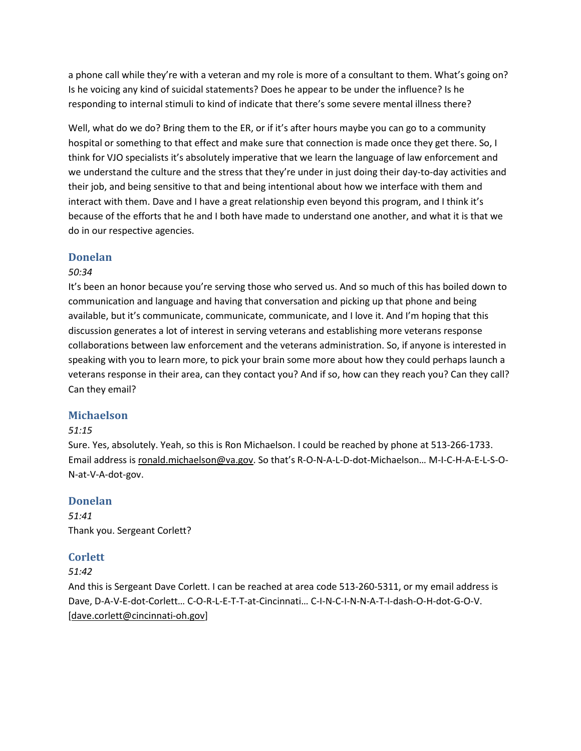a phone call while they're with a veteran and my role is more of a consultant to them. What's going on? Is he voicing any kind of suicidal statements? Does he appear to be under the influence? Is he responding to internal stimuli to kind of indicate that there's some severe mental illness there?

Well, what do we do? Bring them to the ER, or if it's after hours maybe you can go to a community hospital or something to that effect and make sure that connection is made once they get there. So, I think for VJO specialists it's absolutely imperative that we learn the language of law enforcement and we understand the culture and the stress that they're under in just doing their day-to-day activities and their job, and being sensitive to that and being intentional about how we interface with them and interact with them. Dave and I have a great relationship even beyond this program, and I think it's because of the efforts that he and I both have made to understand one another, and what it is that we do in our respective agencies.

### Donelan

*50:34*

It's been an honor because you're serving those who served us. And so much of this has boiled down to communication and language and having that conversation and picking up that phone and being available, but it's communicate, communicate, communicate, and I love it. And I'm hoping that this discussion generates a lot of interest in serving veterans and establishing more veterans response collaborations between law enforcement and the veterans administration. So, if anyone is interested in speaking with you to learn more, to pick your brain some more about how they could perhaps launch a veterans response in their area, can they contact you? And if so, how can they reach you? Can they call? Can they email?

### Michaelson

*51:15*

Sure. Yes, absolutely. Yeah, so this is Ron Michaelson. I could be reached by phone at 513-266-1733. Email address is ronald.michaelson@va.gov. So that's R-O-N-A-L-D-dot-Michaelson… M-I-C-H-A-E-L-S-O-N-at-V-A-dot-gov.

### Donelan

*51:41*

Thank you. Sergeant Corlett?

### Corlett

*51:42*

And this is Sergeant Dave Corlett. I can be reached at area code 513-260-5311, or my email address is Dave, D-A-V-E-dot-Corlett… C-O-R-L-E-T-T-at-Cincinnati… C-I-N-C-I-N-N-A-T-I-dash-O-H-dot-G-O-V. [dave.corlett@cincinnati-oh.gov]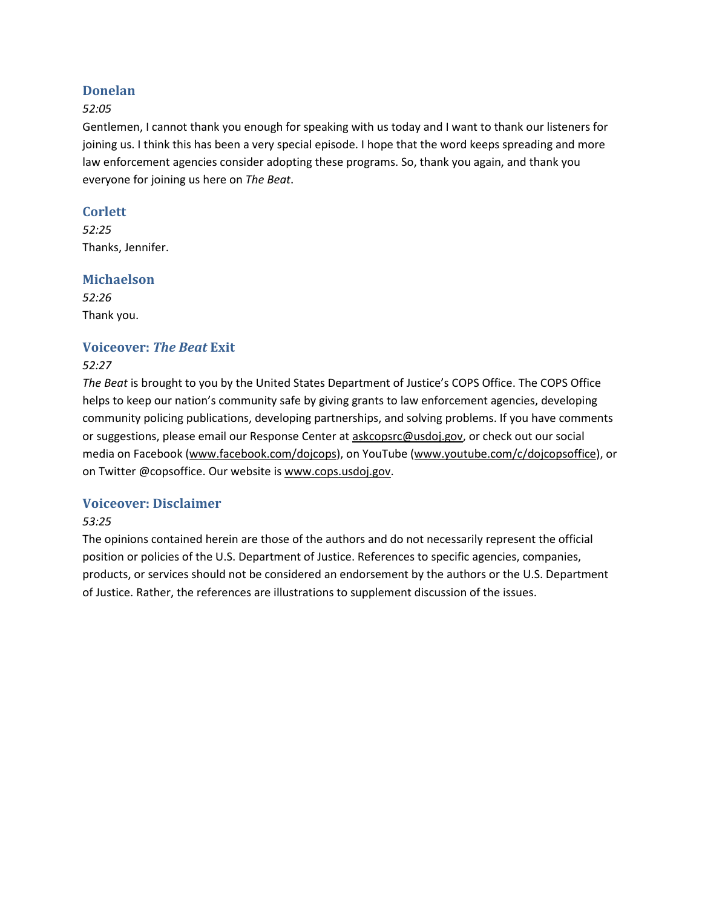### Donelan

*52:05*

Gentlemen, I cannot thank you enough for speaking with us today and I want to thank our listeners for joining us. I think this has been a very special episode. I hope that the word keeps spreading and more law enforcement agencies consider adopting these programs. So, thank you again, and thank you everyone for joining us here on *The Beat*.

### Corlett

*52:25*

Thanks, Jennifer.

### Michaelson

*52:26*

Thank you.

### Voiceover: *The Beat* Exit

*52:27*

*The Beat* is brought to you by the United States Department of Justice's COPS Office. The COPS Office helps to keep our nation's community safe by giving grants to law enforcement agencies, developing community policing publications, developing partnerships, and solving problems. If you have comments or suggestions, please email our Response Center at askcopsrc@usdoj.gov, or check out our social media on Facebook (www.facebook.com/dojcops), on YouTube (www.youtube.com/c/dojcopsoffice), or on Twitter @copsoffice. Our website is www.cops.usdoj.gov.

### Voiceover: Disclaimer

*53:25*

The opinions contained herein are those of the authors and do not necessarily represent the official position or policies of the U.S. Department of Justice. References to specific agencies, companies, products, or services should not be considered an endorsement by the authors or the U.S. Department of Justice. Rather, the references are illustrations to supplement discussion of the issues.